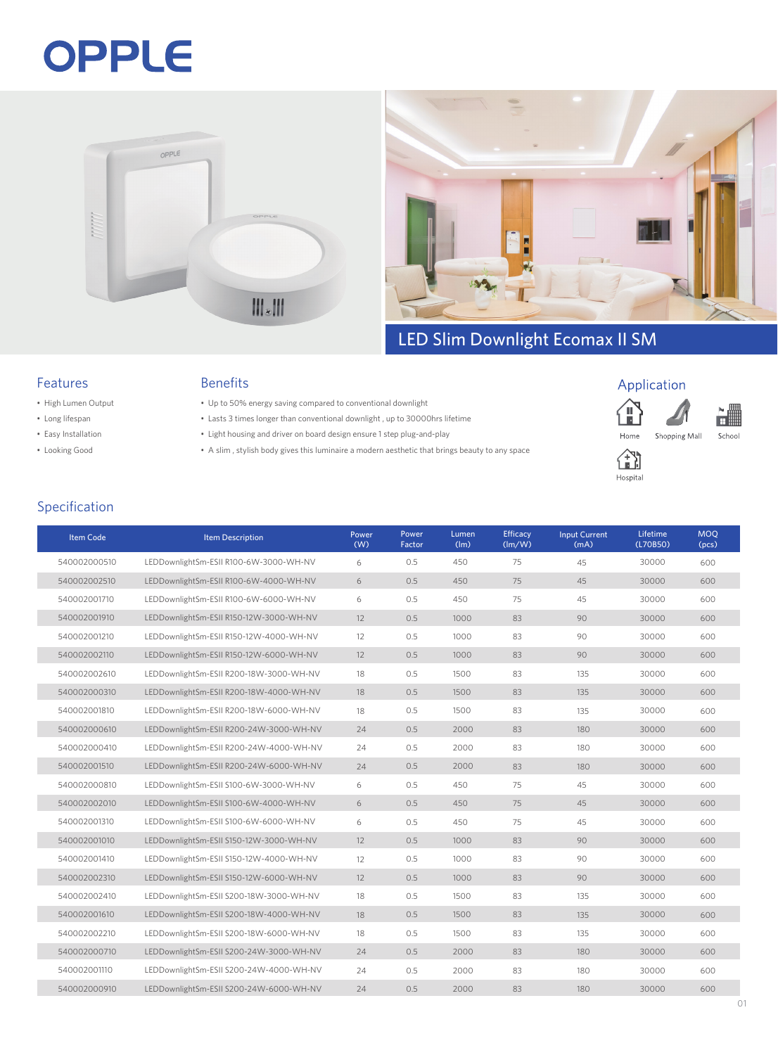# OPPLE

## LED Slim Downlight Ecomax II SM

### Features

- High Lumen Output
- Long lifespan
- Easy Installation
- Looking Good

### Benefits

- Up to 50% energy saving compared to conventional downlight
- Lasts 3 times longer than conventional downlight , up to 30000hrs lifetime
- Light housing and driver on board design ensure 1 step plug-and-play
- A slim , stylish body gives this luminaire a modern aesthetic that brings beauty to any space

### Application

Home, Shopping Mall, School, Hospital

## Specification

| Item Code | Item Description | Power (W) | Power Factor | Lumen (lm) | Efficacy (lm/W) | Input Current (mA) | Lifetime (L70B50) | MOQ (pcs) |
|---|---|---|---|---|---|---|---|---|
| 540002000510 | LEDDownlightSm-ESII R100-6W-3000-WH-NV | 6 | 0.5 | 450 | 75 | 45 | 30000 | 600 |
| 540002002510 | LEDDownlightSm-ESII R100-6W-4000-WH-NV | 6 | 0.5 | 450 | 75 | 45 | 30000 | 600 |
| 540002001710 | LEDDownlightSm-ESII R100-6W-6000-WH-NV | 6 | 0.5 | 450 | 75 | 45 | 30000 | 600 |
| 540002001910 | LEDDownlightSm-ESII R150-12W-3000-WH-NV | 12 | 0.5 | 1000 | 83 | 90 | 30000 | 600 |
| 540002001210 | LEDDownlightSm-ESII R150-12W-4000-WH-NV | 12 | 0.5 | 1000 | 83 | 90 | 30000 | 600 |
| 540002002110 | LEDDownlightSm-ESII R150-12W-6000-WH-NV | 12 | 0.5 | 1000 | 83 | 90 | 30000 | 600 |
| 540002002610 | LEDDownlightSm-ESII R200-18W-3000-WH-NV | 18 | 0.5 | 1500 | 83 | 135 | 30000 | 600 |
| 540002000310 | LEDDownlightSm-ESII R200-18W-4000-WH-NV | 18 | 0.5 | 1500 | 83 | 135 | 30000 | 600 |
| 540002001810 | LEDDownlightSm-ESII R200-18W-6000-WH-NV | 18 | 0.5 | 1500 | 83 | 135 | 30000 | 600 |
| 540002000610 | LEDDownlightSm-ESII R200-24W-3000-WH-NV | 24 | 0.5 | 2000 | 83 | 180 | 30000 | 600 |
| 540002000410 | LEDDownlightSm-ESII R200-24W-4000-WH-NV | 24 | 0.5 | 2000 | 83 | 180 | 30000 | 600 |
| 540002001510 | LEDDownlightSm-ESII R200-24W-6000-WH-NV | 24 | 0.5 | 2000 | 83 | 180 | 30000 | 600 |
| 540002000810 | LEDDownlightSm-ESII S100-6W-3000-WH-NV | 6 | 0.5 | 450 | 75 | 45 | 30000 | 600 |
| 540002002010 | LEDDownlightSm-ESII S100-6W-4000-WH-NV | 6 | 0.5 | 450 | 75 | 45 | 30000 | 600 |
| 540002001310 | LEDDownlightSm-ESII S100-6W-6000-WH-NV | 6 | 0.5 | 450 | 75 | 45 | 30000 | 600 |
| 540002001010 | LEDDownlightSm-ESII S150-12W-3000-WH-NV | 12 | 0.5 | 1000 | 83 | 90 | 30000 | 600 |
| 540002001410 | LEDDownlightSm-ESII S150-12W-4000-WH-NV | 12 | 0.5 | 1000 | 83 | 90 | 30000 | 600 |
| 540002002310 | LEDDownlightSm-ESII S150-12W-6000-WH-NV | 12 | 0.5 | 1000 | 83 | 90 | 30000 | 600 |
| 540002002410 | LEDDownlightSm-ESII S200-18W-3000-WH-NV | 18 | 0.5 | 1500 | 83 | 135 | 30000 | 600 |
| 540002001610 | LEDDownlightSm-ESII S200-18W-4000-WH-NV | 18 | 0.5 | 1500 | 83 | 135 | 30000 | 600 |
| 540002002210 | LEDDownlightSm-ESII S200-18W-6000-WH-NV | 18 | 0.5 | 1500 | 83 | 135 | 30000 | 600 |
| 540002000710 | LEDDownlightSm-ESII S200-24W-3000-WH-NV | 24 | 0.5 | 2000 | 83 | 180 | 30000 | 600 |
| 540002001110 | LEDDownlightSm-ESII S200-24W-4000-WH-NV | 24 | 0.5 | 2000 | 83 | 180 | 30000 | 600 |
| 540002000910 | LEDDownlightSm-ESII S200-24W-6000-WH-NV | 24 | 0.5 | 2000 | 83 | 180 | 30000 | 600 |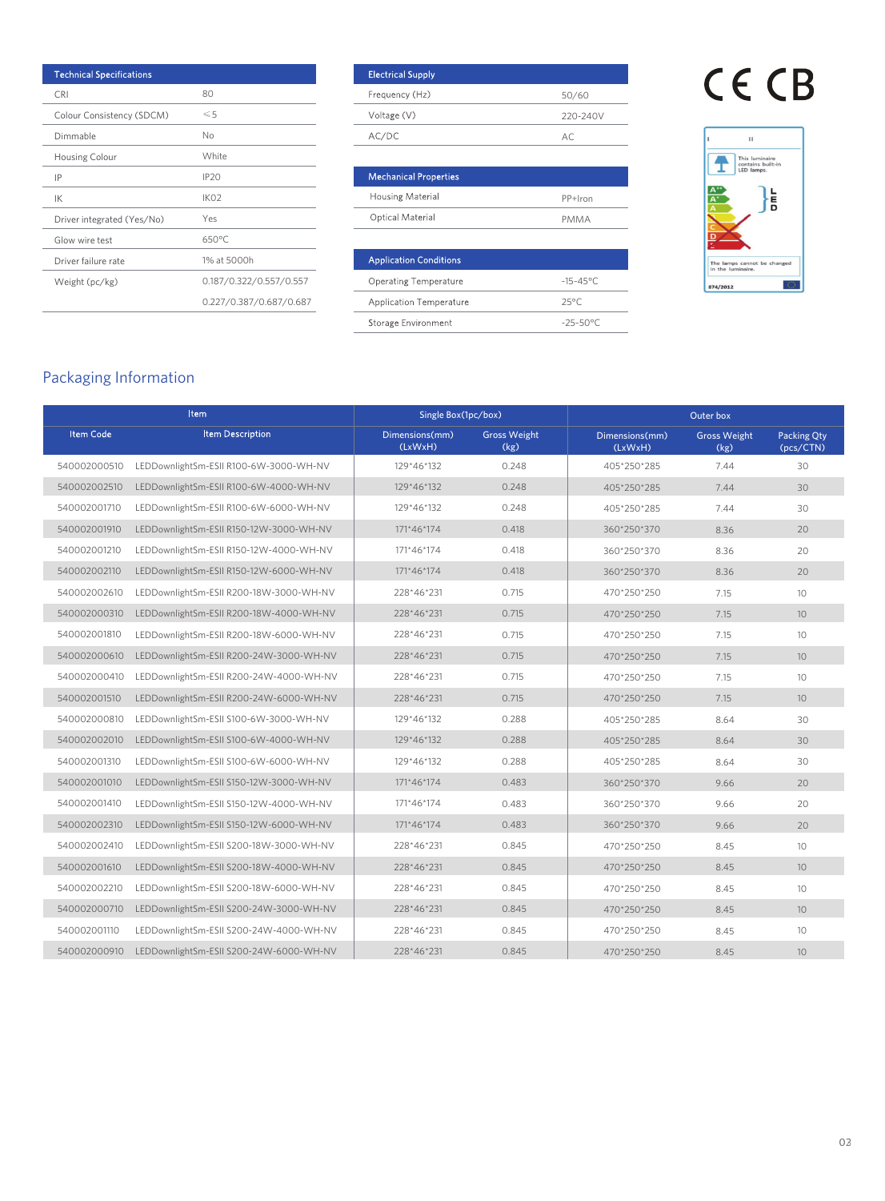| Technical Specifications | |
|---|---|
| CRI | 80 |
| Colour Consistency (SDCM) | ≤5 |
| Dimmable | No |
| Housing Colour | White |
| IP | IP20 |
| IK | IK02 |
| Driver integrated (Yes/No) | Yes |
| Glow wire test | 650°C |
| Driver failure rate | 1% at 5000h |
| Weight (pc/kg) | 0.187/0.322/0.557/0.557 |
| | 0.227/0.387/0.687/0.687 |

| Electrical Supply | |
|---|---|
| Frequency (Hz) | 50/60 |
| Voltage (V) | 220-240V |
| AC/DC | AC |

| Mechanical Properties | |
|---|---|
| Housing Material | PP+Iron |
| Optical Material | PMMA |

| Application Conditions | |
|---|---|
| Operating Temperature | -15-45°C |
| Application Temperature | 25°C |
| Storage Environment | -25-50°C |

CE CB

This luminaire contains built-in LED lamps.

The lamps cannot be changed in the luminaire.

874/2012

## Packaging Information

| Item | | Single Box(1pc/box) | | Outer box | | |
|---|---|---|---|---|---|---|
| Item Code | Item Description | Dimensions(mm) (LxWxH) | Gross Weight (kg) | Dimensions(mm) (LxWxH) | Gross Weight (kg) | Packing Qty (pcs/CTN) |
| 540002000510 | LEDDownlightSm-ESII R100-6W-3000-WH-NV | 129*46*132 | 0.248 | 405*250*285 | 7.44 | 30 |
| 540002002510 | LEDDownlightSm-ESII R100-6W-4000-WH-NV | 129*46*132 | 0.248 | 405*250*285 | 7.44 | 30 |
| 540002001710 | LEDDownlightSm-ESII R100-6W-6000-WH-NV | 129*46*132 | 0.248 | 405*250*285 | 7.44 | 30 |
| 540002001910 | LEDDownlightSm-ESII R150-12W-3000-WH-NV | 171*46*174 | 0.418 | 360*250*370 | 8.36 | 20 |
| 540002001210 | LEDDownlightSm-ESII R150-12W-4000-WH-NV | 171*46*174 | 0.418 | 360*250*370 | 8.36 | 20 |
| 540002002110 | LEDDownlightSm-ESII R150-12W-6000-WH-NV | 171*46*174 | 0.418 | 360*250*370 | 8.36 | 20 |
| 540002002610 | LEDDownlightSm-ESII R200-18W-3000-WH-NV | 228*46*231 | 0.715 | 470*250*250 | 7.15 | 10 |
| 540002000310 | LEDDownlightSm-ESII R200-18W-4000-WH-NV | 228*46*231 | 0.715 | 470*250*250 | 7.15 | 10 |
| 540002001810 | LEDDownlightSm-ESII R200-18W-6000-WH-NV | 228*46*231 | 0.715 | 470*250*250 | 7.15 | 10 |
| 540002000610 | LEDDownlightSm-ESII R200-24W-3000-WH-NV | 228*46*231 | 0.715 | 470*250*250 | 7.15 | 10 |
| 540002000410 | LEDDownlightSm-ESII R200-24W-4000-WH-NV | 228*46*231 | 0.715 | 470*250*250 | 7.15 | 10 |
| 540002001510 | LEDDownlightSm-ESII R200-24W-6000-WH-NV | 228*46*231 | 0.715 | 470*250*250 | 7.15 | 10 |
| 540002000810 | LEDDownlightSm-ESII S100-6W-3000-WH-NV | 129*46*132 | 0.288 | 405*250*285 | 8.64 | 30 |
| 540002002010 | LEDDownlightSm-ESII S100-6W-4000-WH-NV | 129*46*132 | 0.288 | 405*250*285 | 8.64 | 30 |
| 540002001310 | LEDDownlightSm-ESII S100-6W-6000-WH-NV | 129*46*132 | 0.288 | 405*250*285 | 8.64 | 30 |
| 540002001010 | LEDDownlightSm-ESII S150-12W-3000-WH-NV | 171*46*174 | 0.483 | 360*250*370 | 9.66 | 20 |
| 540002001410 | LEDDownlightSm-ESII S150-12W-4000-WH-NV | 171*46*174 | 0.483 | 360*250*370 | 9.66 | 20 |
| 540002002310 | LEDDownlightSm-ESII S150-12W-6000-WH-NV | 171*46*174 | 0.483 | 360*250*370 | 9.66 | 20 |
| 540002002410 | LEDDownlightSm-ESII S200-18W-3000-WH-NV | 228*46*231 | 0.845 | 470*250*250 | 8.45 | 10 |
| 540002001610 | LEDDownlightSm-ESII S200-18W-4000-WH-NV | 228*46*231 | 0.845 | 470*250*250 | 8.45 | 10 |
| 540002002210 | LEDDownlightSm-ESII S200-18W-6000-WH-NV | 228*46*231 | 0.845 | 470*250*250 | 8.45 | 10 |
| 540002000710 | LEDDownlightSm-ESII S200-24W-3000-WH-NV | 228*46*231 | 0.845 | 470*250*250 | 8.45 | 10 |
| 540002001110 | LEDDownlightSm-ESII S200-24W-4000-WH-NV | 228*46*231 | 0.845 | 470*250*250 | 8.45 | 10 |
| 540002000910 | LEDDownlightSm-ESII S200-24W-6000-WH-NV | 228*46*231 | 0.845 | 470*250*250 | 8.45 | 10 |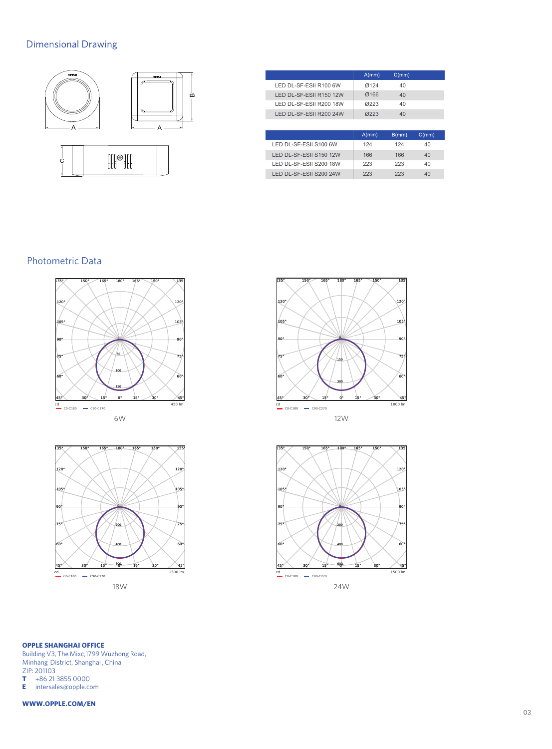## Dimensional Drawing

A

A

B

C

| | A(mm) | C(mm) |
|---|---|---|
| LED DL-SF-ESII R100 6W | Ø124 | 40 |
| LED DL-SF-ESII R150 12W | Ø166 | 40 |
| LED DL-SF-ESII R200 18W | Ø223 | 40 |
| LED DL-SF-ESII R200 24W | Ø223 | 40 |

| | A(mm) | B(mm) | C(mm) |
|---|---|---|---|
| LED DL-SF-ESII S100 6W | 124 | 124 | 40 |
| LED DL-SF-ESII S150 12W | 166 | 166 | 40 |
| LED DL-SF-ESII S200 18W | 223 | 223 | 40 |
| LED DL-SF-ESII S200 24W | 223 | 223 | 40 |

## Photometric Data

135° 150° 165° 180° 165° 150° 135°
120° 120°
105° 105°
90° 90°
75° 75°
60° 60°
45° 30° 15° 0° 15° 30° 45°
0
50
100
150
cd
450 lm
C0-C180 C90-C270

6W

135° 150° 165° 180° 165° 150° 135°
120° 120°
105° 105°
90° 90°
75° 75°
60° 60°
45° 30° 15° 0° 15° 30° 45°
0
150
300
cd
1000 lm
C0-C180 C90-C270

12W

135° 150° 165° 180° 165° 150° 135°
120° 120°
105° 105°
90° 90°
75° 75°
60° 60°
45° 30° 15° 0° 15° 30° 45°
0
200
400
600
cd
1500 lm
C0-C180 C90-C270

18W

135° 150° 165° 180° 165° 150° 135°
120° 120°
105° 105°
90° 90°
75° 75°
60° 60°
45° 30° 15° 0° 15° 30° 45°
0
200
400
600
cd
1500 lm
C0-C180 C90-C270

24W

**OPPLE SHANGHAI OFFICE**
Building V3, The Mixc,1799 Wuzhong Road,
Minhang District, Shanghai , China
ZIP: 201103
**T** +86 21 3855 0000
**E** intersales@opple.com

**WWW.OPPLE.COM/EN**